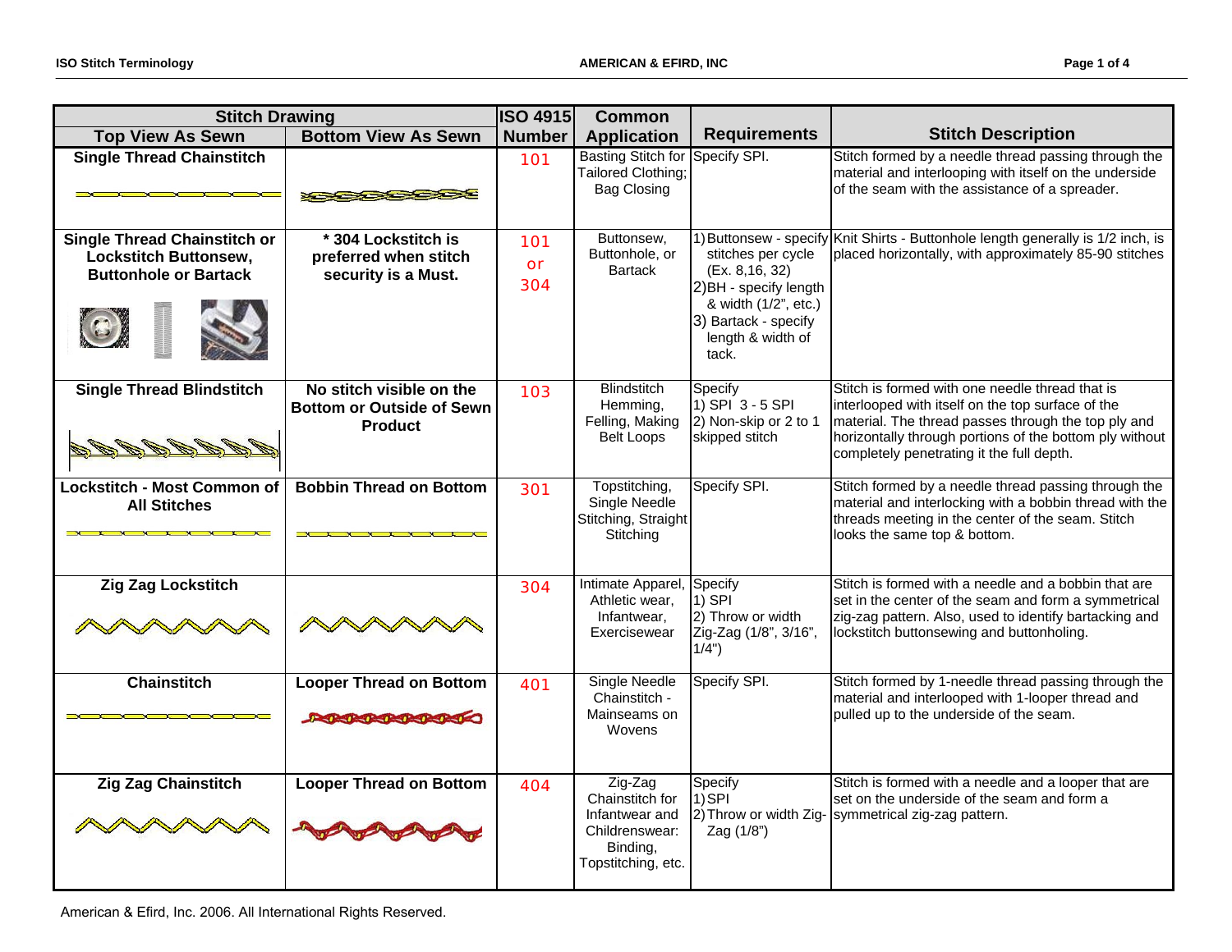| Stitch Drawing | | ISO 4915 | Common | Requirements | Stitch Description |
|---|---|---|---|---|---|
| **Top View As Sewn** | **Bottom View As Sewn** | **Number** | **Application** | | |
| **Single Thread Chainstitch** | | 101 | Basting Stitch for Tailored Clothing; Bag Closing | Specify SPI. | Stitch formed by a needle thread passing through the material and interlooping with itself on the underside of the seam with the assistance of a spreader. |
| **Single Thread Chainstitch or Lockstitch Buttonsew, Buttonhole or Bartack** | **\* 304 Lockstitch is preferred when stitch security is a Must.** | 101 or 304 | Buttonsew, Buttonhole, or Bartack | 1) Buttonsew - specify stitches per cycle (Ex. 8,16, 32) 2) BH - specify length & width (1/2", etc.) 3) Bartack - specify length & width of tack. | Knit Shirts - Buttonhole length generally is 1/2 inch, is placed horizontally, with approximately 85-90 stitches |
| **Single Thread Blindstitch** | **No stitch visible on the Bottom or Outside of Sewn Product** | 103 | Blindstitch Hemming, Felling, Making Belt Loops | Specify 1) SPI 3 - 5 SPI 2) Non-skip or 2 to 1 skipped stitch | Stitch is formed with one needle thread that is interlooped with itself on the top surface of the material. The thread passes through the top ply and horizontally through portions of the bottom ply without completely penetrating it the full depth. |
| **Lockstitch - Most Common of All Stitches** | **Bobbin Thread on Bottom** | 301 | Topstitching, Single Needle Stitching, Straight Stitching | Specify SPI. | Stitch formed by a needle thread passing through the material and interlocking with a bobbin thread with the threads meeting in the center of the seam. Stitch looks the same top & bottom. |
| **Zig Zag Lockstitch** | | 304 | Intimate Apparel, Athletic wear, Infantwear, Exercisewear | Specify 1) SPI 2) Throw or width Zig-Zag (1/8", 3/16", 1/4") | Stitch is formed with a needle and a bobbin that are set in the center of the seam and form a symmetrical zig-zag pattern. Also, used to identify bartacking and lockstitch buttonsewing and buttonholing. |
| **Chainstitch** | **Looper Thread on Bottom** | 401 | Single Needle Chainstitch - Mainseams on Wovens | Specify SPI. | Stitch formed by 1-needle thread passing through the material and interlooped with 1-looper thread and pulled up to the underside of the seam. |
| **Zig Zag Chainstitch** | **Looper Thread on Bottom** | 404 | Zig-Zag Chainstitch for Infantwear and Childrenswear: Binding, Topstitching, etc. | Specify 1) SPI 2) Throw or width Zig-Zag (1/8") | Stitch is formed with a needle and a looper that are set on the underside of the seam and form a symmetrical zig-zag pattern. |

American & Efird, Inc. 2006. All International Rights Reserved.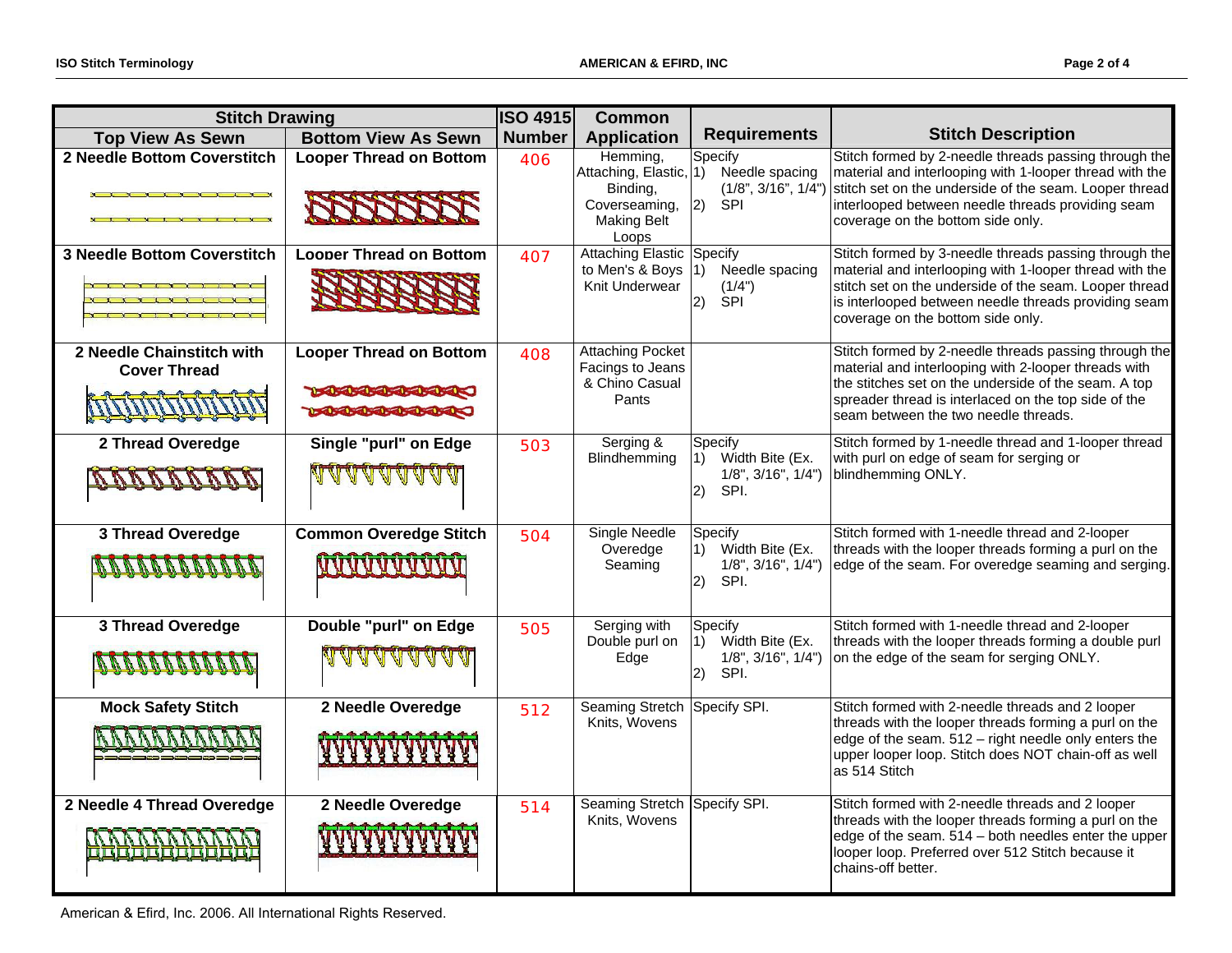| Stitch Drawing | | ISO 4915 | Common | | |
|---|---|---|---|---|---|
| **Top View As Sewn** | **Bottom View As Sewn** | **Number** | **Application** | **Requirements** | **Stitch Description** |
| **2 Needle Bottom Coverstitch** | **Looper Thread on Bottom** | 406 | Hemming, Attaching, Elastic, Binding, Coverseaming, Making Belt Loops | Specify 1) Needle spacing (1/8", 3/16", 1/4") 2) SPI | Stitch formed by 2-needle threads passing through the material and interlooping with 1-looper thread with the stitch set on the underside of the seam. Looper thread interlooped between needle threads providing seam coverage on the bottom side only. |
| **3 Needle Bottom Coverstitch** | **Looper Thread on Bottom** | 407 | Attaching Elastic to Men's & Boys Knit Underwear | Specify 1) Needle spacing (1/4") 2) SPI | Stitch formed by 3-needle threads passing through the material and interlooping with 1-looper thread with the stitch set on the underside of the seam. Looper thread is interlooped between needle threads providing seam coverage on the bottom side only. |
| **2 Needle Chainstitch with Cover Thread** | **Looper Thread on Bottom** | 408 | Attaching Pocket Facings to Jeans & Chino Casual Pants | | Stitch formed by 2-needle threads passing through the material and interlooping with 2-looper threads with the stitches set on the underside of the seam. A top spreader thread is interlaced on the top side of the seam between the two needle threads. |
| **2 Thread Overedge** | **Single "purl" on Edge** | 503 | Serging & Blindhemming | Specify 1) Width Bite (Ex. 1/8", 3/16", 1/4") 2) SPI. | Stitch formed by 1-needle thread and 1-looper thread with purl on edge of seam for serging or blindhemming ONLY. |
| **3 Thread Overedge** | **Common Overedge Stitch** | 504 | Single Needle Overedge Seaming | Specify 1) Width Bite (Ex. 1/8", 3/16", 1/4") 2) SPI. | Stitch formed with 1-needle thread and 2-looper threads with the looper threads forming a purl on the edge of the seam. For overedge seaming and serging. |
| **3 Thread Overedge** | **Double "purl" on Edge** | 505 | Serging with Double purl on Edge | Specify 1) Width Bite (Ex. 1/8", 3/16", 1/4") 2) SPI. | Stitch formed with 1-needle thread and 2-looper threads with the looper threads forming a double purl on the edge of the seam for serging ONLY. |
| **Mock Safety Stitch** | **2 Needle Overedge** | 512 | Seaming Stretch Knits, Wovens | Specify SPI. | Stitch formed with 2-needle threads and 2 looper threads with the looper threads forming a purl on the edge of the seam. 512 – right needle only enters the upper looper loop. Stitch does NOT chain-off as well as 514 Stitch |
| **2 Needle 4 Thread Overedge** | **2 Needle Overedge** | 514 | Seaming Stretch Knits, Wovens | Specify SPI. | Stitch formed with 2-needle threads and 2 looper threads with the looper threads forming a purl on the edge of the seam. 514 – both needles enter the upper looper loop. Preferred over 512 Stitch because it chains-off better. |

American & Efird, Inc. 2006. All International Rights Reserved.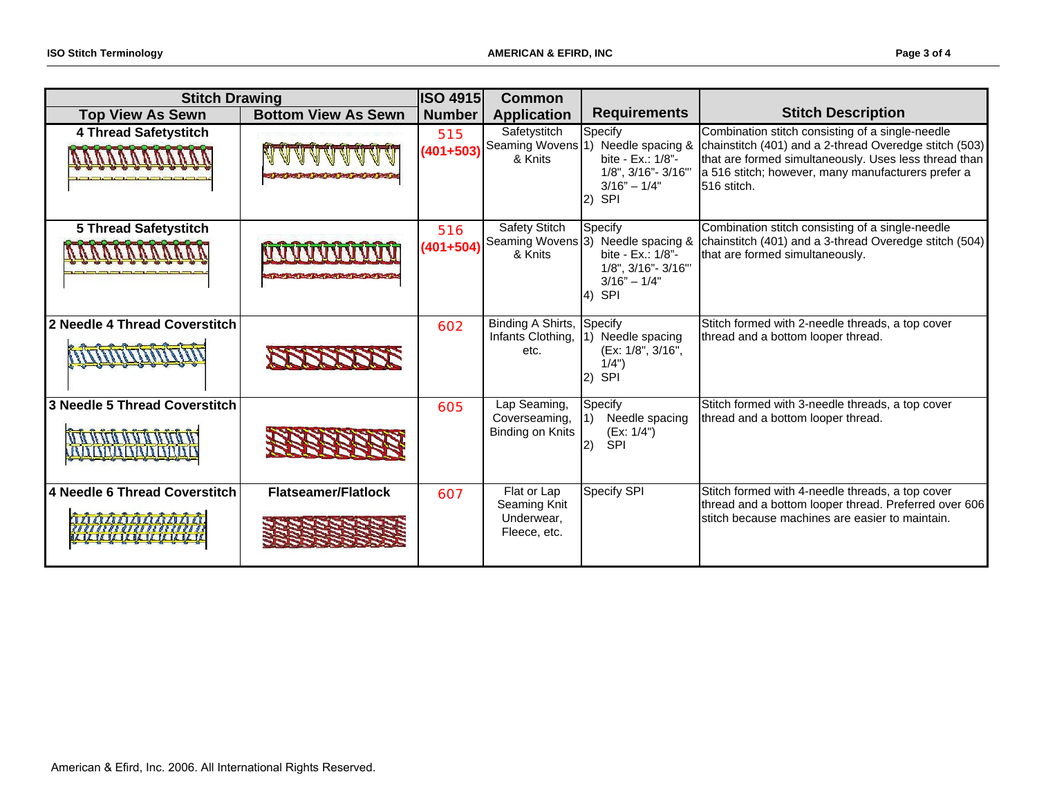| Stitch Drawing | | ISO 4915 | Common | | |
|---|---|---|---|---|---|
| **Top View As Sewn** | **Bottom View As Sewn** | **Number** | **Application** | **Requirements** | **Stitch Description** |
| **4 Thread Safetystitch** | | 515 (401+503) | Safetystitch Seaming Wovens & Knits | Specify<br>1) Needle spacing & bite - Ex.: 1/8"- 1/8", 3/16"- 3/16"' 3/16" – 1/4"<br>2) SPI | Combination stitch consisting of a single-needle chainstitch (401) and a 2-thread Overedge stitch (503) that are formed simultaneously. Uses less thread than a 516 stitch; however, many manufacturers prefer a 516 stitch. |
| **5 Thread Safetystitch** | | 516 (401+504) | Safety Stitch Seaming Wovens & Knits | Specify<br>3) Needle spacing & bite - Ex.: 1/8"- 1/8", 3/16"- 3/16"' 3/16" – 1/4"<br>4) SPI | Combination stitch consisting of a single-needle chainstitch (401) and a 3-thread Overedge stitch (504) that are formed simultaneously. |
| **2 Needle 4 Thread Coverstitch** | | 602 | Binding A Shirts, Infants Clothing, etc. | Specify<br>1) Needle spacing (Ex: 1/8", 3/16", 1/4")<br>2) SPI | Stitch formed with 2-needle threads, a top cover thread and a bottom looper thread. |
| **3 Needle 5 Thread Coverstitch** | | 605 | Lap Seaming, Coverseaming, Binding on Knits | Specify<br>1) Needle spacing (Ex: 1/4")<br>2) SPI | Stitch formed with 3-needle threads, a top cover thread and a bottom looper thread. |
| **4 Needle 6 Thread Coverstitch** | **Flatseamer/Flatlock** | 607 | Flat or Lap Seaming Knit Underwear, Fleece, etc. | Specify SPI | Stitch formed with 4-needle threads, a top cover thread and a bottom looper thread. Preferred over 606 stitch because machines are easier to maintain. |

American & Efird, Inc. 2006. All International Rights Reserved.